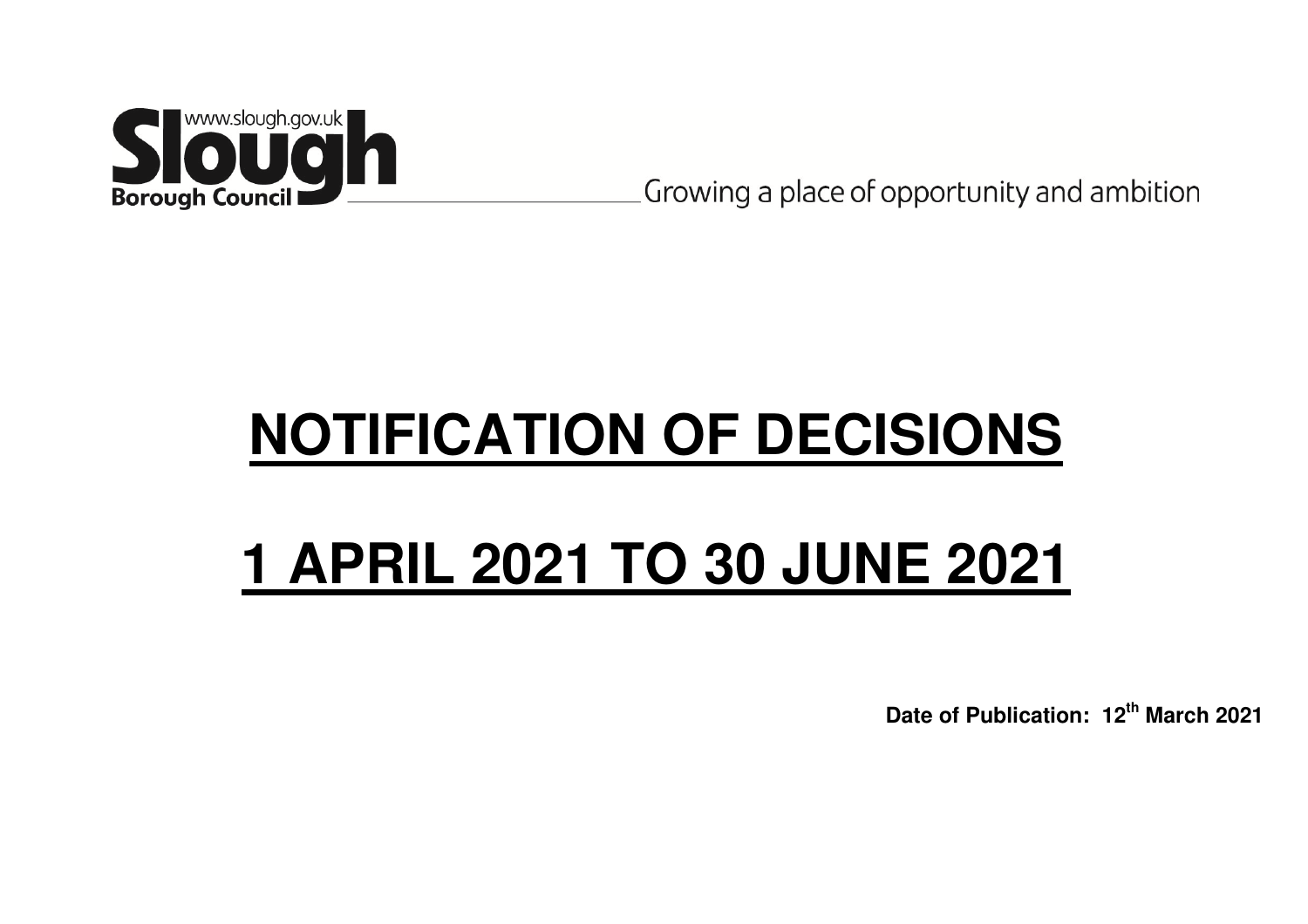www.slough.gov.uk

**Slough**
**Borough Council**

Growing a place of opportunity and ambition

# NOTIFICATION OF DECISIONS

# 1 APRIL 2021 TO 30 JUNE 2021

**Date of Publication: 12th March 2021**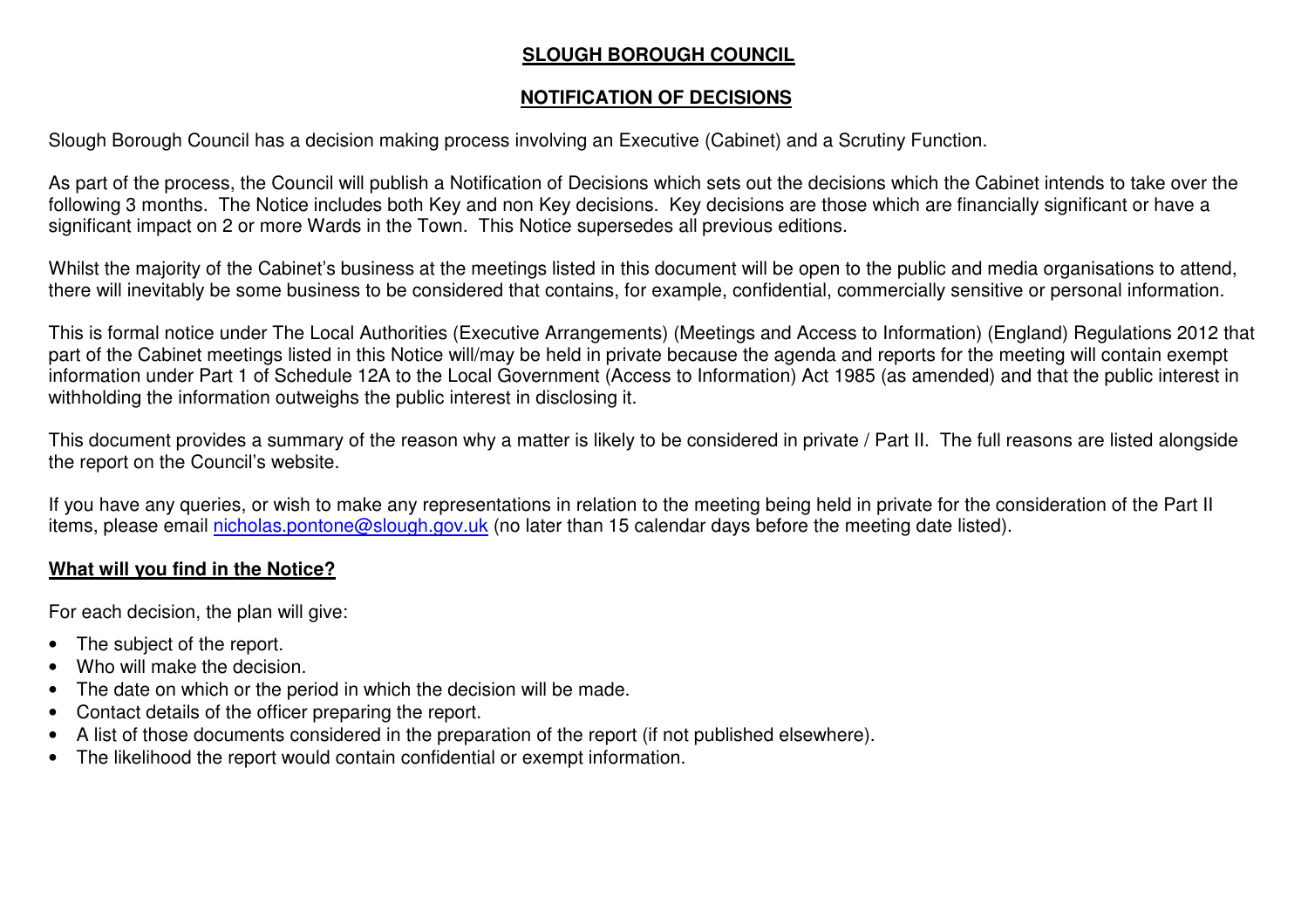# SLOUGH BOROUGH COUNCIL

## NOTIFICATION OF DECISIONS

Slough Borough Council has a decision making process involving an Executive (Cabinet) and a Scrutiny Function.

As part of the process, the Council will publish a Notification of Decisions which sets out the decisions which the Cabinet intends to take over the following 3 months. The Notice includes both Key and non Key decisions. Key decisions are those which are financially significant or have a significant impact on 2 or more Wards in the Town. This Notice supersedes all previous editions.

Whilst the majority of the Cabinet's business at the meetings listed in this document will be open to the public and media organisations to attend, there will inevitably be some business to be considered that contains, for example, confidential, commercially sensitive or personal information.

This is formal notice under The Local Authorities (Executive Arrangements) (Meetings and Access to Information) (England) Regulations 2012 that part of the Cabinet meetings listed in this Notice will/may be held in private because the agenda and reports for the meeting will contain exempt information under Part 1 of Schedule 12A to the Local Government (Access to Information) Act 1985 (as amended) and that the public interest in withholding the information outweighs the public interest in disclosing it.

This document provides a summary of the reason why a matter is likely to be considered in private / Part II. The full reasons are listed alongside the report on the Council's website.

If you have any queries, or wish to make any representations in relation to the meeting being held in private for the consideration of the Part II items, please email nicholas.pontone@slough.gov.uk (no later than 15 calendar days before the meeting date listed).

### What will you find in the Notice?

For each decision, the plan will give:

- The subject of the report.
- Who will make the decision.
- The date on which or the period in which the decision will be made.
- Contact details of the officer preparing the report.
- A list of those documents considered in the preparation of the report (if not published elsewhere).
- The likelihood the report would contain confidential or exempt information.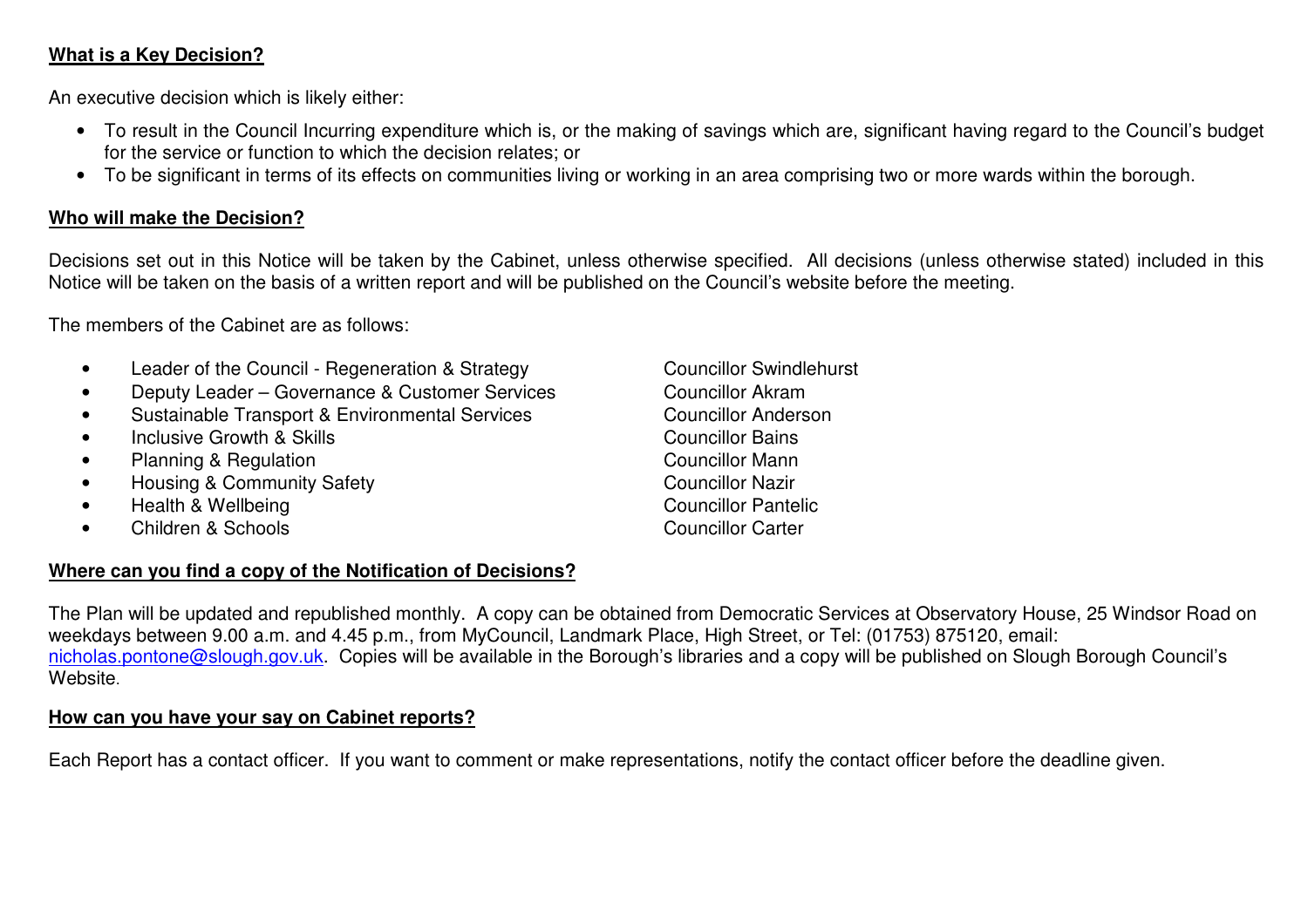**What is a Key Decision?**

An executive decision which is likely either:

- To result in the Council Incurring expenditure which is, or the making of savings which are, significant having regard to the Council's budget for the service or function to which the decision relates; or
- To be significant in terms of its effects on communities living or working in an area comprising two or more wards within the borough.

**Who will make the Decision?**

Decisions set out in this Notice will be taken by the Cabinet, unless otherwise specified. All decisions (unless otherwise stated) included in this Notice will be taken on the basis of a written report and will be published on the Council's website before the meeting.

The members of the Cabinet are as follows:

- Leader of the Council - Regeneration & Strategy — Councillor Swindlehurst
- Deputy Leader – Governance & Customer Services — Councillor Akram
- Sustainable Transport & Environmental Services — Councillor Anderson
- Inclusive Growth & Skills — Councillor Bains
- Planning & Regulation — Councillor Mann
- Housing & Community Safety — Councillor Nazir
- Health & Wellbeing — Councillor Pantelic
- Children & Schools — Councillor Carter

**Where can you find a copy of the Notification of Decisions?**

The Plan will be updated and republished monthly. A copy can be obtained from Democratic Services at Observatory House, 25 Windsor Road on weekdays between 9.00 a.m. and 4.45 p.m., from MyCouncil, Landmark Place, High Street, or Tel: (01753) 875120, email: nicholas.pontone@slough.gov.uk. Copies will be available in the Borough's libraries and a copy will be published on Slough Borough Council's Website.

**How can you have your say on Cabinet reports?**

Each Report has a contact officer. If you want to comment or make representations, notify the contact officer before the deadline given.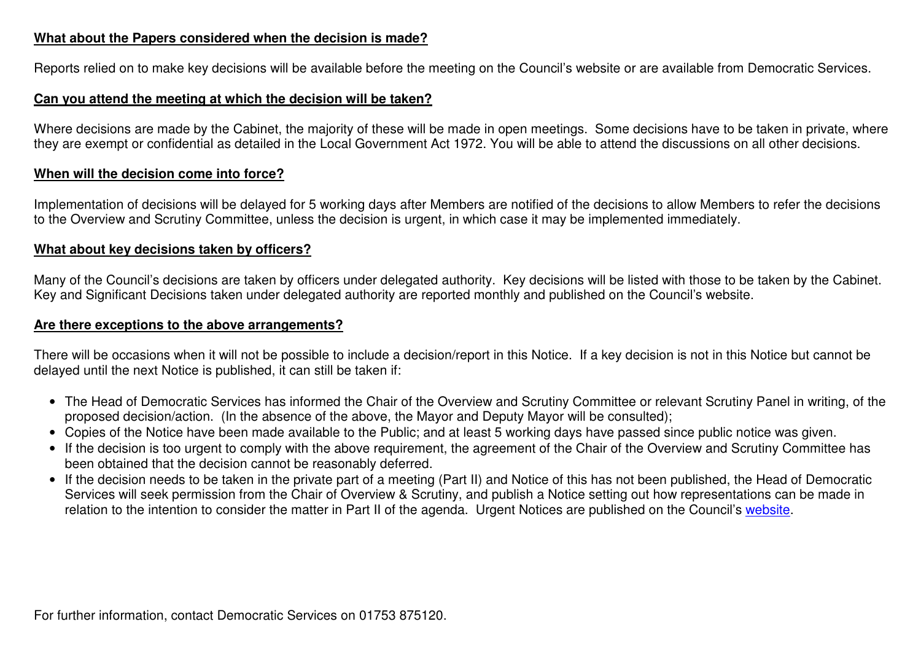**What about the Papers considered when the decision is made?**

Reports relied on to make key decisions will be available before the meeting on the Council's website or are available from Democratic Services.

**Can you attend the meeting at which the decision will be taken?**

Where decisions are made by the Cabinet, the majority of these will be made in open meetings. Some decisions have to be taken in private, where they are exempt or confidential as detailed in the Local Government Act 1972. You will be able to attend the discussions on all other decisions.

**When will the decision come into force?**

Implementation of decisions will be delayed for 5 working days after Members are notified of the decisions to allow Members to refer the decisions to the Overview and Scrutiny Committee, unless the decision is urgent, in which case it may be implemented immediately.

**What about key decisions taken by officers?**

Many of the Council's decisions are taken by officers under delegated authority. Key decisions will be listed with those to be taken by the Cabinet. Key and Significant Decisions taken under delegated authority are reported monthly and published on the Council's website.

**Are there exceptions to the above arrangements?**

There will be occasions when it will not be possible to include a decision/report in this Notice. If a key decision is not in this Notice but cannot be delayed until the next Notice is published, it can still be taken if:

- The Head of Democratic Services has informed the Chair of the Overview and Scrutiny Committee or relevant Scrutiny Panel in writing, of the proposed decision/action. (In the absence of the above, the Mayor and Deputy Mayor will be consulted);
- Copies of the Notice have been made available to the Public; and at least 5 working days have passed since public notice was given.
- If the decision is too urgent to comply with the above requirement, the agreement of the Chair of the Overview and Scrutiny Committee has been obtained that the decision cannot be reasonably deferred.
- If the decision needs to be taken in the private part of a meeting (Part II) and Notice of this has not been published, the Head of Democratic Services will seek permission from the Chair of Overview & Scrutiny, and publish a Notice setting out how representations can be made in relation to the intention to consider the matter in Part II of the agenda. Urgent Notices are published on the Council's website.

For further information, contact Democratic Services on 01753 875120.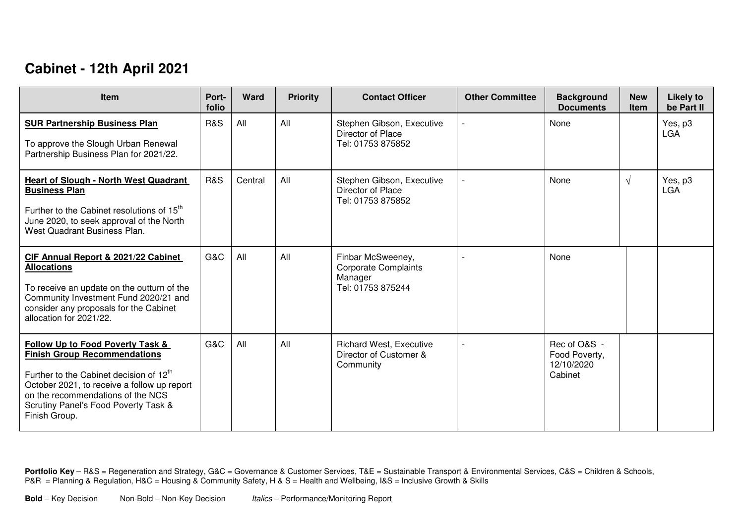## Cabinet - 12th April 2021

| Item | Port-folio | Ward | Priority | Contact Officer | Other Committee | Background Documents | New Item | Likely to be Part II |
|---|---|---|---|---|---|---|---|---|
| **SUR Partnership Business Plan**<br><br>To approve the Slough Urban Renewal Partnership Business Plan for 2021/22. | R&S | All | All | Stephen Gibson, Executive Director of Place<br>Tel: 01753 875852 | - | None | | Yes, p3 LGA |
| **Heart of Slough - North West Quadrant Business Plan**<br><br>Further to the Cabinet resolutions of 15th June 2020, to seek approval of the North West Quadrant Business Plan. | R&S | Central | All | Stephen Gibson, Executive Director of Place<br>Tel: 01753 875852 | - | None | √ | Yes, p3 LGA |
| **CIF Annual Report & 2021/22 Cabinet Allocations**<br><br>To receive an update on the outturn of the Community Investment Fund 2020/21 and consider any proposals for the Cabinet allocation for 2021/22. | G&C | All | All | Finbar McSweeney, Corporate Complaints Manager<br>Tel: 01753 875244 | - | None | | |
| **Follow Up to Food Poverty Task & Finish Group Recommendations**<br><br>Further to the Cabinet decision of 12th October 2021, to receive a follow up report on the recommendations of the NCS Scrutiny Panel's Food Poverty Task & Finish Group. | G&C | All | All | Richard West, Executive Director of Customer & Community | - | Rec of O&S - Food Poverty, 12/10/2020 Cabinet | | |

**Portfolio Key** – R&S = Regeneration and Strategy, G&C = Governance & Customer Services, T&E = Sustainable Transport & Environmental Services, C&S = Children & Schools, P&R = Planning & Regulation, H&C = Housing & Community Safety, H & S = Health and Wellbeing, I&S = Inclusive Growth & Skills

**Bold** – Key Decision Non-Bold – Non-Key Decision *Italics* – Performance/Monitoring Report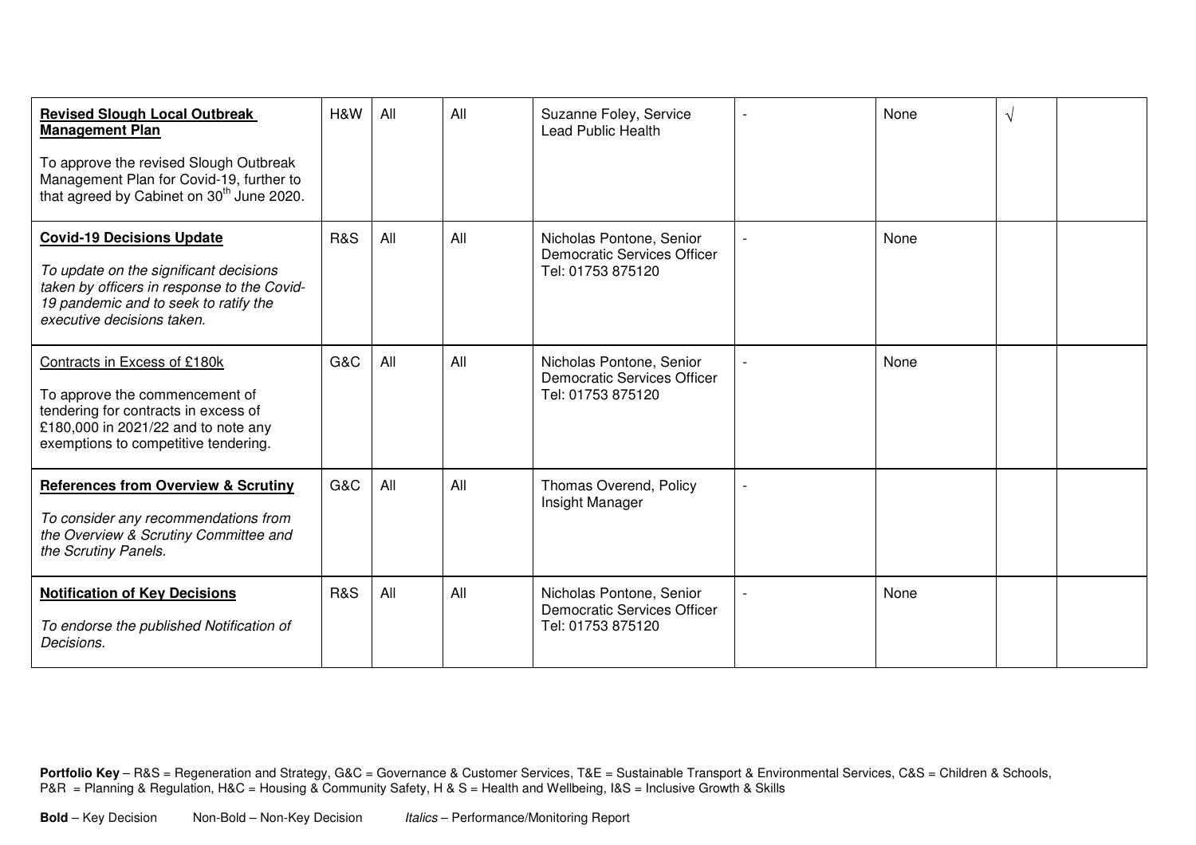| | | | | | | | | |
|---|---|---|---|---|---|---|---|---|
| **Revised Slough Local Outbreak Management Plan**<br><br>To approve the revised Slough Outbreak Management Plan for Covid-19, further to that agreed by Cabinet on 30th June 2020. | H&W | All | All | Suzanne Foley, Service Lead Public Health | - | None | √ | |
| **Covid-19 Decisions Update**<br><br>*To update on the significant decisions taken by officers in response to the Covid-19 pandemic and to seek to ratify the executive decisions taken.* | R&S | All | All | Nicholas Pontone, Senior Democratic Services Officer Tel: 01753 875120 | - | None | | |
| Contracts in Excess of £180k<br><br>To approve the commencement of tendering for contracts in excess of £180,000 in 2021/22 and to note any exemptions to competitive tendering. | G&C | All | All | Nicholas Pontone, Senior Democratic Services Officer Tel: 01753 875120 | - | None | | |
| **References from Overview & Scrutiny**<br><br>*To consider any recommendations from the Overview & Scrutiny Committee and the Scrutiny Panels.* | G&C | All | All | Thomas Overend, Policy Insight Manager | - | | | |
| **Notification of Key Decisions**<br><br>*To endorse the published Notification of Decisions.* | R&S | All | All | Nicholas Pontone, Senior Democratic Services Officer Tel: 01753 875120 | - | None | | |

**Portfolio Key** – R&S = Regeneration and Strategy, G&C = Governance & Customer Services, T&E = Sustainable Transport & Environmental Services, C&S = Children & Schools, P&R = Planning & Regulation, H&C = Housing & Community Safety, H & S = Health and Wellbeing, I&S = Inclusive Growth & Skills

**Bold** – Key Decision  Non-Bold – Non-Key Decision  *Italics* – Performance/Monitoring Report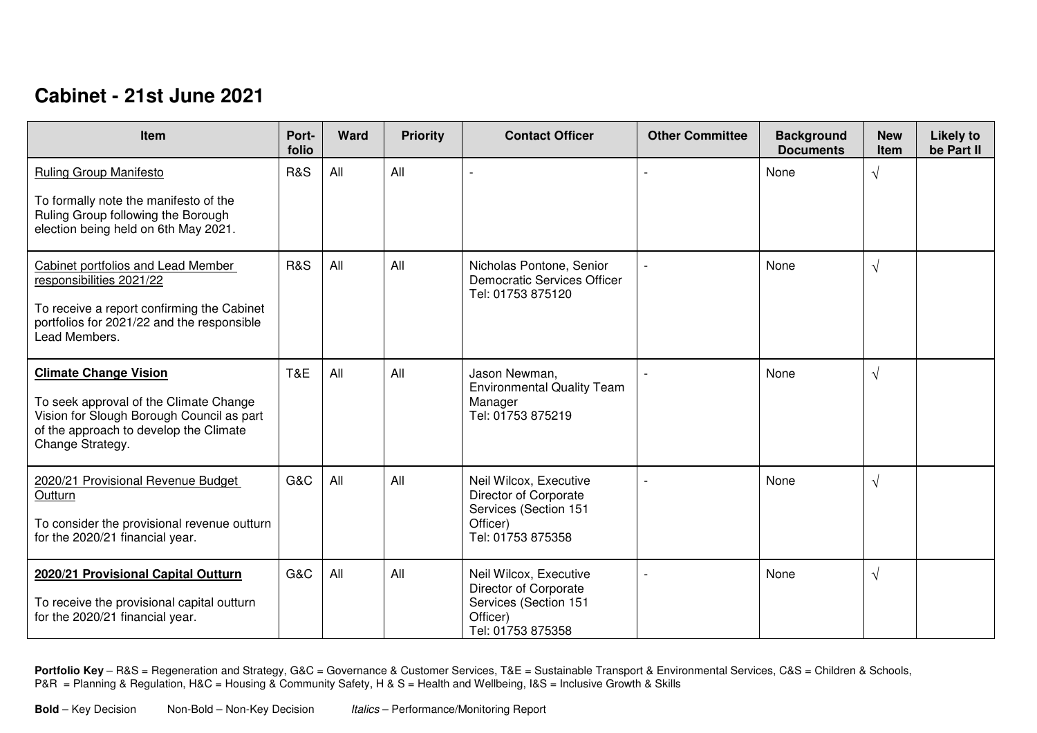## Cabinet - 21st June 2021

| Item | Port-folio | Ward | Priority | Contact Officer | Other Committee | Background Documents | New Item | Likely to be Part II |
|---|---|---|---|---|---|---|---|---|
| Ruling Group Manifesto<br><br>To formally note the manifesto of the Ruling Group following the Borough election being held on 6th May 2021. | R&S | All | All | - | - | None | √ | |
| Cabinet portfolios and Lead Member responsibilities 2021/22<br><br>To receive a report confirming the Cabinet portfolios for 2021/22 and the responsible Lead Members. | R&S | All | All | Nicholas Pontone, Senior Democratic Services Officer<br>Tel: 01753 875120 | - | None | √ | |
| **Climate Change Vision**<br><br>To seek approval of the Climate Change Vision for Slough Borough Council as part of the approach to develop the Climate Change Strategy. | T&E | All | All | Jason Newman, Environmental Quality Team Manager<br>Tel: 01753 875219 | - | None | √ | |
| 2020/21 Provisional Revenue Budget Outturn<br><br>To consider the provisional revenue outturn for the 2020/21 financial year. | G&C | All | All | Neil Wilcox, Executive Director of Corporate Services (Section 151 Officer)<br>Tel: 01753 875358 | - | None | √ | |
| **2020/21 Provisional Capital Outturn**<br><br>To receive the provisional capital outturn for the 2020/21 financial year. | G&C | All | All | Neil Wilcox, Executive Director of Corporate Services (Section 151 Officer)<br>Tel: 01753 875358 | - | None | √ | |

**Portfolio Key** – R&S = Regeneration and Strategy, G&C = Governance & Customer Services, T&E = Sustainable Transport & Environmental Services, C&S = Children & Schools, P&R = Planning & Regulation, H&C = Housing & Community Safety, H & S = Health and Wellbeing, I&S = Inclusive Growth & Skills

**Bold** – Key Decision Non-Bold – Non-Key Decision *Italics* – Performance/Monitoring Report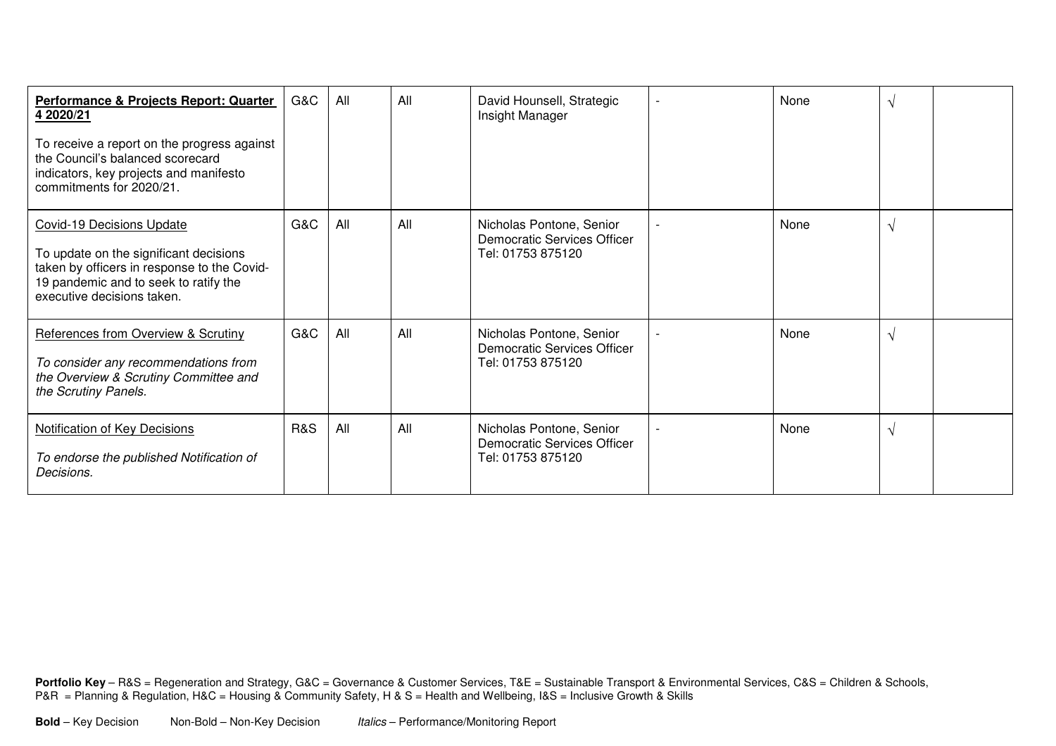| | | | | | | | | |
|---|---|---|---|---|---|---|---|---|
| **Performance & Projects Report: Quarter 4 2020/21**<br><br>To receive a report on the progress against the Council's balanced scorecard indicators, key projects and manifesto commitments for 2020/21. | G&C | All | All | David Hounsell, Strategic Insight Manager | - | None | √ | |
| Covid-19 Decisions Update<br><br>To update on the significant decisions taken by officers in response to the Covid-19 pandemic and to seek to ratify the executive decisions taken. | G&C | All | All | Nicholas Pontone, Senior Democratic Services Officer Tel: 01753 875120 | - | None | √ | |
| References from Overview & Scrutiny<br><br>*To consider any recommendations from the Overview & Scrutiny Committee and the Scrutiny Panels.* | G&C | All | All | Nicholas Pontone, Senior Democratic Services Officer Tel: 01753 875120 | - | None | √ | |
| Notification of Key Decisions<br><br>*To endorse the published Notification of Decisions.* | R&S | All | All | Nicholas Pontone, Senior Democratic Services Officer Tel: 01753 875120 | - | None | √ | |

**Portfolio Key** – R&S = Regeneration and Strategy, G&C = Governance & Customer Services, T&E = Sustainable Transport & Environmental Services, C&S = Children & Schools, P&R = Planning & Regulation, H&C = Housing & Community Safety, H & S = Health and Wellbeing, I&S = Inclusive Growth & Skills

**Bold** – Key Decision    Non-Bold – Non-Key Decision    *Italics* – Performance/Monitoring Report